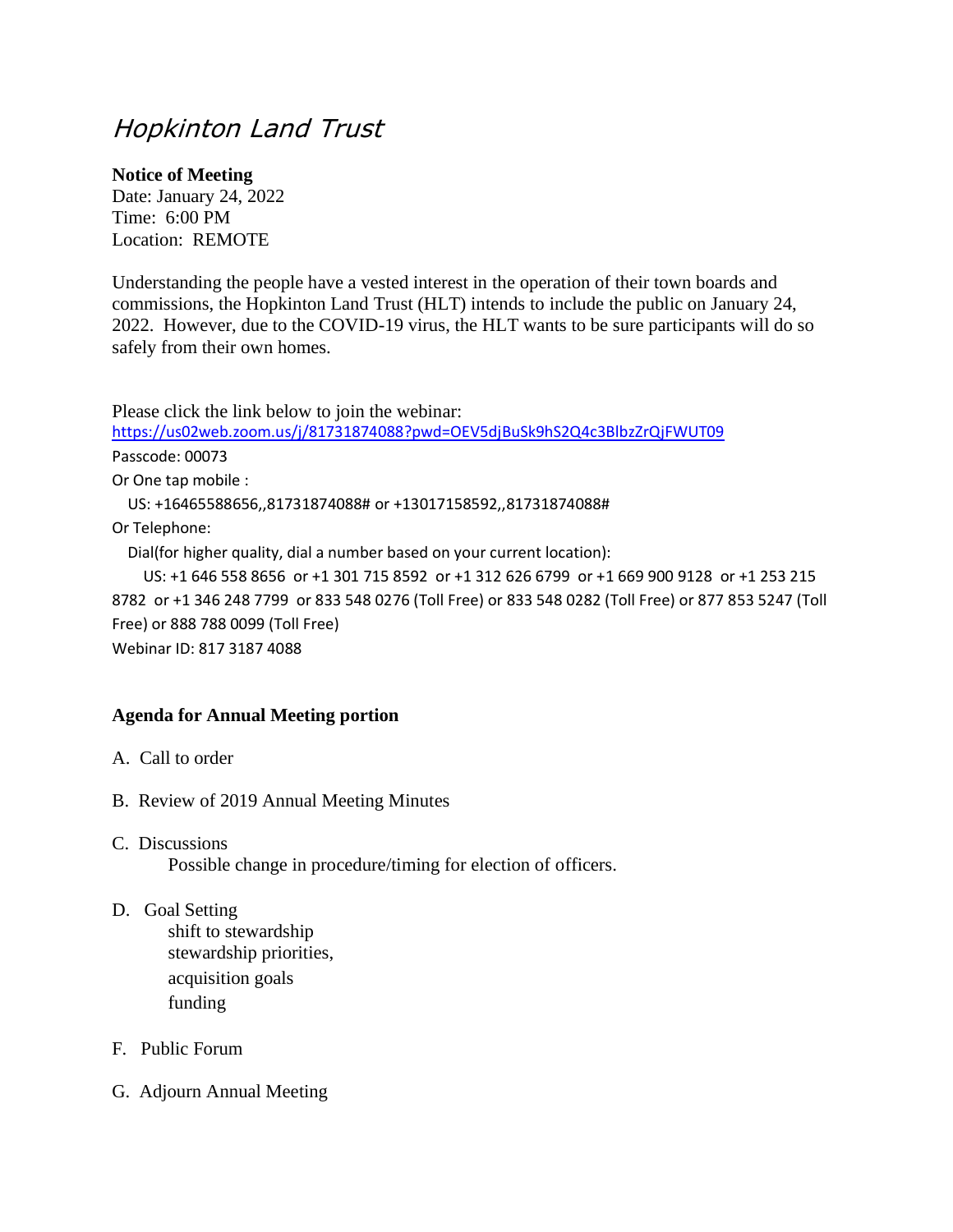# *Hopkinton Land Trust*

**Notice of Meeting**
Date: January 24, 2022
Time: 6:00 PM
Location: REMOTE

Understanding the people have a vested interest in the operation of their town boards and commissions, the Hopkinton Land Trust (HLT) intends to include the public on January 24, 2022. However, due to the COVID-19 virus, the HLT wants to be sure participants will do so safely from their own homes.

Please click the link below to join the webinar:
https://us02web.zoom.us/j/81731874088?pwd=OEV5djBuSk9hS2Q4c3BlbzZrQjFWUT09
Passcode: 00073
Or One tap mobile :
US: +16465588656,,81731874088# or +13017158592,,81731874088#
Or Telephone:
Dial(for higher quality, dial a number based on your current location):
US: +1 646 558 8656 or +1 301 715 8592 or +1 312 626 6799 or +1 669 900 9128 or +1 253 215 8782 or +1 346 248 7799 or 833 548 0276 (Toll Free) or 833 548 0282 (Toll Free) or 877 853 5247 (Toll Free) or 888 788 0099 (Toll Free)
Webinar ID: 817 3187 4088

**Agenda for Annual Meeting portion**

A. Call to order

B. Review of 2019 Annual Meeting Minutes

C. Discussions
Possible change in procedure/timing for election of officers.

D. Goal Setting
shift to stewardship
stewardship priorities,
acquisition goals
funding

F. Public Forum

G. Adjourn Annual Meeting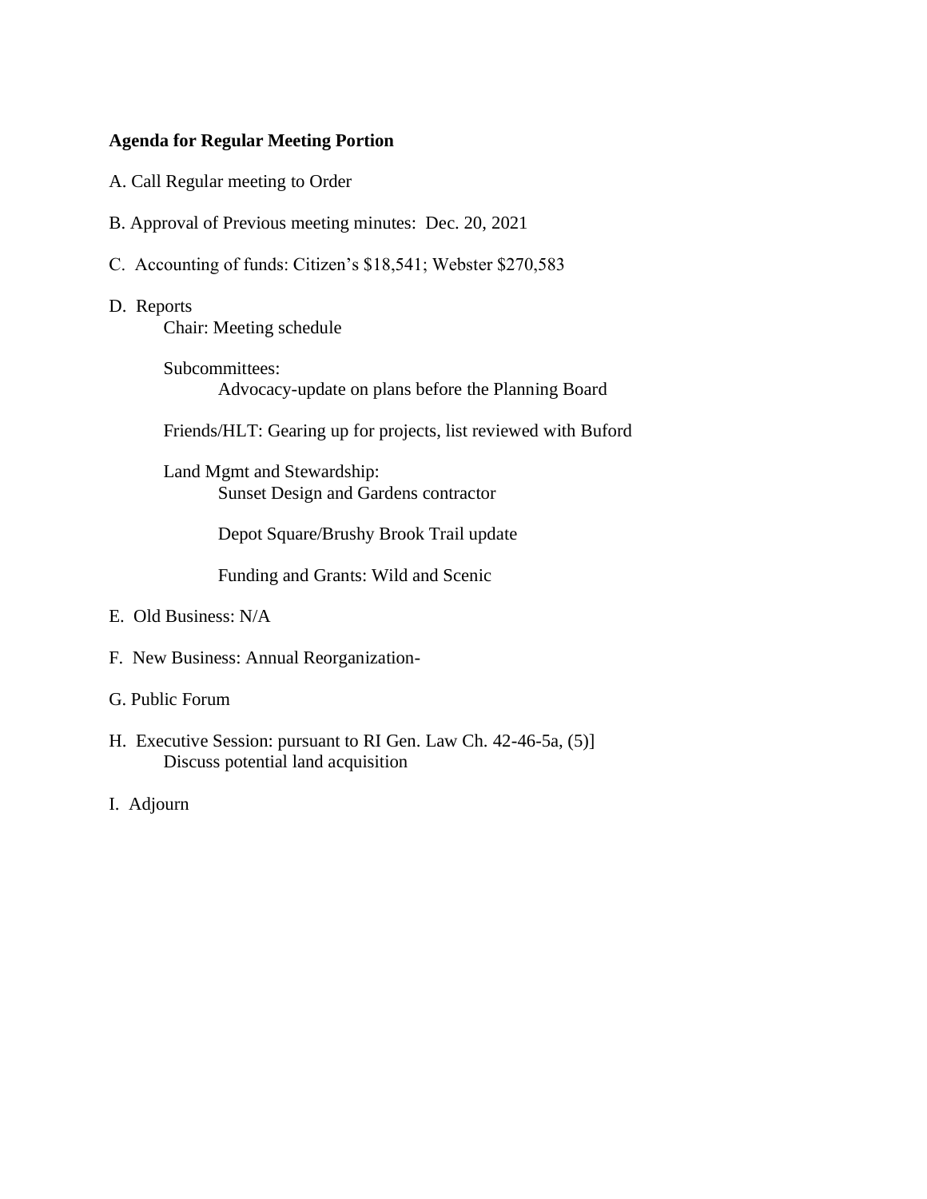**Agenda for Regular Meeting Portion**

A. Call Regular meeting to Order

B. Approval of Previous meeting minutes: Dec. 20, 2021

C. Accounting of funds: Citizen's $18,541; Webster $270,583

D. Reports

- Chair: Meeting schedule
- Subcommittees:
  - Advocacy-update on plans before the Planning Board
- Friends/HLT: Gearing up for projects, list reviewed with Buford
- Land Mgmt and Stewardship:
  - Sunset Design and Gardens contractor
  - Depot Square/Brushy Brook Trail update
  - Funding and Grants: Wild and Scenic

E. Old Business: N/A

F. New Business: Annual Reorganization-

G. Public Forum

H. Executive Session: pursuant to RI Gen. Law Ch. 42-46-5a, (5)]
   Discuss potential land acquisition

I. Adjourn